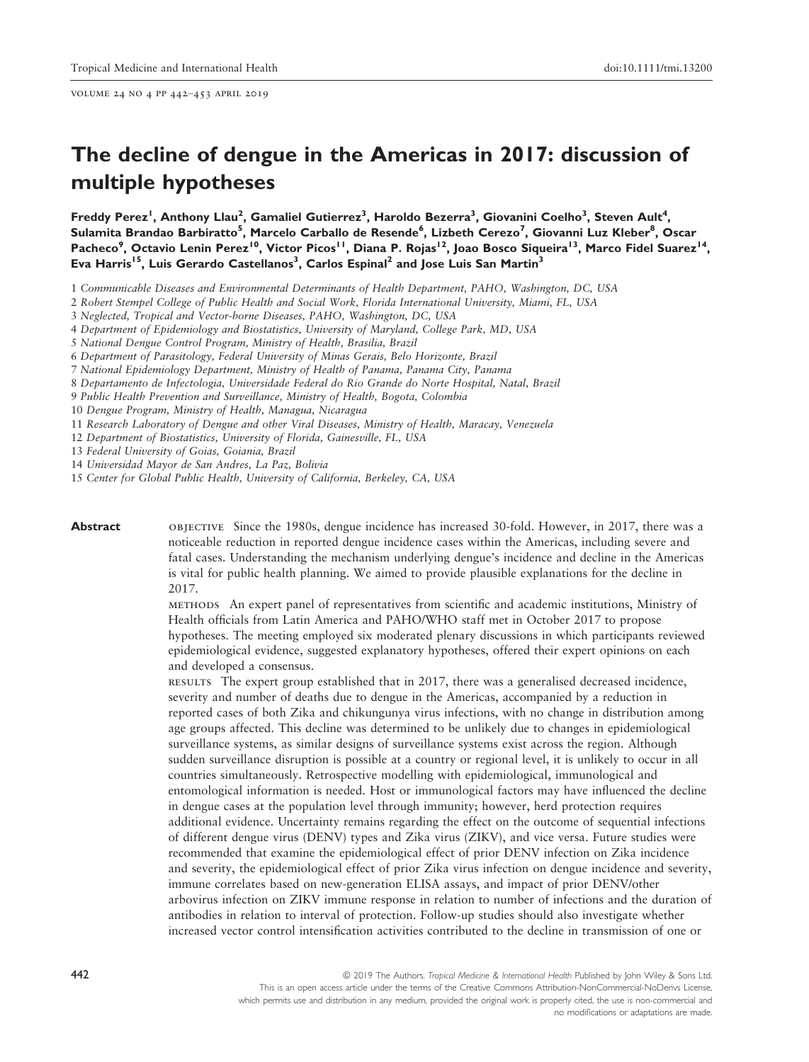# The decline of dengue in the Americas in 2017: discussion of multiple hypotheses

**Freddy Perez[1], Anthony Llau[2], Gamaliel Gutierrez[3], Haroldo Bezerra[3], Giovanini Coelho[3], Steven Ault[4], Sulamita Brandao Barbiratto[5], Marcelo Carballo de Resende[6], Lizbeth Cerezo[7], Giovanni Luz Kleber[8], Oscar Pacheco[9], Octavio Lenin Perez[10], Victor Picos[11], Diana P. Rojas[12], Joao Bosco Siqueira[13], Marco Fidel Suarez[14], Eva Harris[15], Luis Gerardo Castellanos[3], Carlos Espinal[2] and Jose Luis San Martin[3]**

1 *Communicable Diseases and Environmental Determinants of Health Department, PAHO, Washington, DC, USA*
2 *Robert Stempel College of Public Health and Social Work, Florida International University, Miami, FL, USA*
3 *Neglected, Tropical and Vector-borne Diseases, PAHO, Washington, DC, USA*
4 *Department of Epidemiology and Biostatistics, University of Maryland, College Park, MD, USA*
5 *National Dengue Control Program, Ministry of Health, Brasilia, Brazil*
6 *Department of Parasitology, Federal University of Minas Gerais, Belo Horizonte, Brazil*
7 *National Epidemiology Department, Ministry of Health of Panama, Panama City, Panama*
8 *Departamento de Infectologia, Universidade Federal do Rio Grande do Norte Hospital, Natal, Brazil*
9 *Public Health Prevention and Surveillance, Ministry of Health, Bogota, Colombia*
10 *Dengue Program, Ministry of Health, Managua, Nicaragua*
11 *Research Laboratory of Dengue and other Viral Diseases, Ministry of Health, Maracay, Venezuela*
12 *Department of Biostatistics, University of Florida, Gainesville, FL, USA*
13 *Federal University of Goias, Goiania, Brazil*
14 *Universidad Mayor de San Andres, La Paz, Bolivia*
15 *Center for Global Public Health, University of California, Berkeley, CA, USA*

**Abstract**

OBJECTIVE Since the 1980s, dengue incidence has increased 30-fold. However, in 2017, there was a noticeable reduction in reported dengue incidence cases within the Americas, including severe and fatal cases. Understanding the mechanism underlying dengue's incidence and decline in the Americas is vital for public health planning. We aimed to provide plausible explanations for the decline in 2017.

METHODS An expert panel of representatives from scientific and academic institutions, Ministry of Health officials from Latin America and PAHO/WHO staff met in October 2017 to propose hypotheses. The meeting employed six moderated plenary discussions in which participants reviewed epidemiological evidence, suggested explanatory hypotheses, offered their expert opinions on each and developed a consensus.

RESULTS The expert group established that in 2017, there was a generalised decreased incidence, severity and number of deaths due to dengue in the Americas, accompanied by a reduction in reported cases of both Zika and chikungunya virus infections, with no change in distribution among age groups affected. This decline was determined to be unlikely due to changes in epidemiological surveillance systems, as similar designs of surveillance systems exist across the region. Although sudden surveillance disruption is possible at a country or regional level, it is unlikely to occur in all countries simultaneously. Retrospective modelling with epidemiological, immunological and entomological information is needed. Host or immunological factors may have influenced the decline in dengue cases at the population level through immunity; however, herd protection requires additional evidence. Uncertainty remains regarding the effect on the outcome of sequential infections of different dengue virus (DENV) types and Zika virus (ZIKV), and vice versa. Future studies were recommended that examine the epidemiological effect of prior DENV infection on Zika incidence and severity, the epidemiological effect of prior Zika virus infection on dengue incidence and severity, immune correlates based on new-generation ELISA assays, and impact of prior DENV/other arbovirus infection on ZIKV immune response in relation to number of infections and the duration of antibodies in relation to interval of protection. Follow-up studies should also investigate whether increased vector control intensification activities contributed to the decline in transmission of one or

© 2019 The Authors. *Tropical Medicine & International Health* Published by John Wiley & Sons Ltd.
This is an open access article under the terms of the Creative Commons Attribution-NonCommercial-NoDerivs License, which permits use and distribution in any medium, provided the original work is properly cited, the use is non-commercial and no modifications or adaptations are made.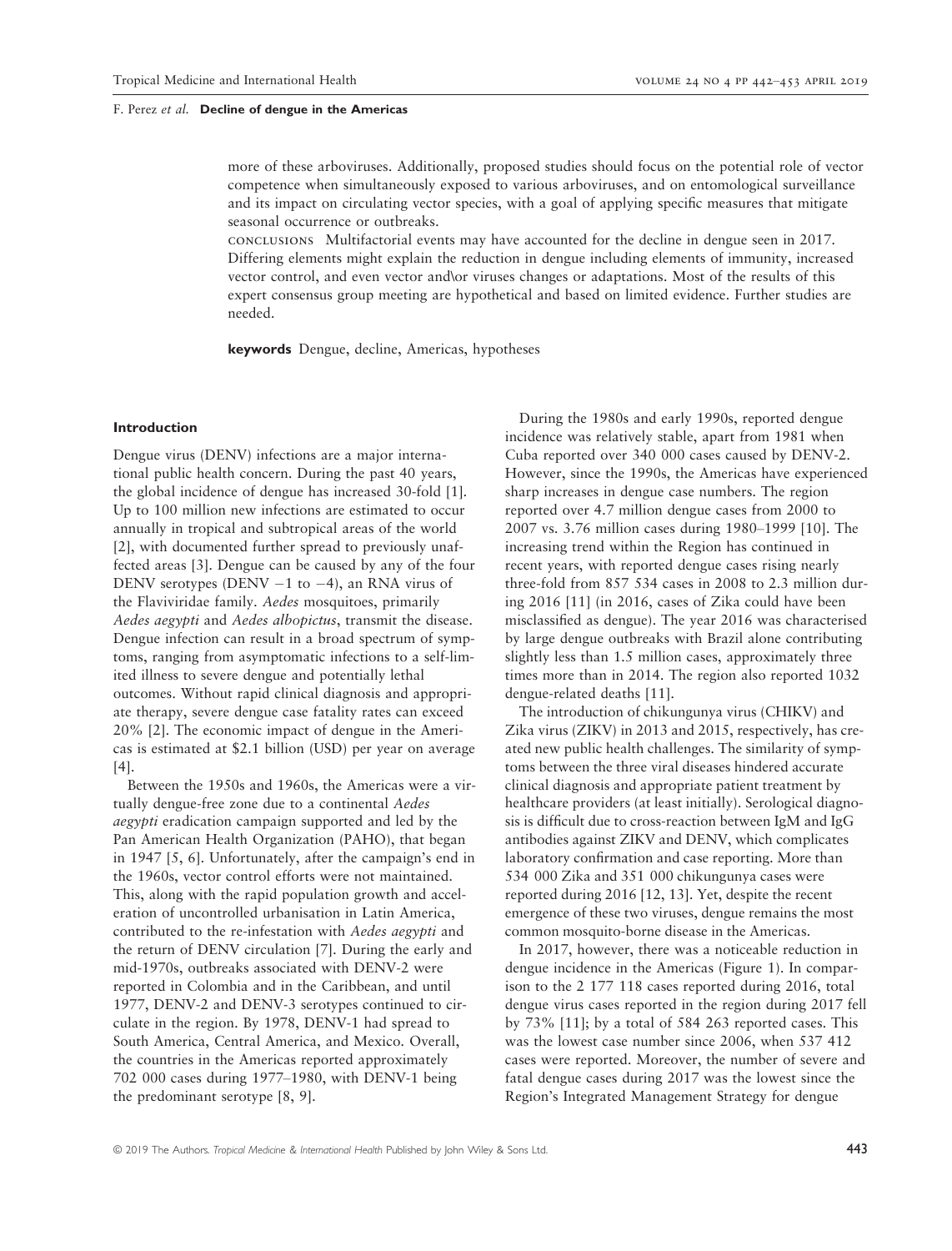more of these arboviruses. Additionally, proposed studies should focus on the potential role of vector competence when simultaneously exposed to various arboviruses, and on entomological surveillance and its impact on circulating vector species, with a goal of applying specific measures that mitigate seasonal occurrence or outbreaks.

CONCLUSIONS Multifactorial events may have accounted for the decline in dengue seen in 2017. Differing elements might explain the reduction in dengue including elements of immunity, increased vector control, and even vector and\or viruses changes or adaptations. Most of the results of this expert consensus group meeting are hypothetical and based on limited evidence. Further studies are needed.

**keywords** Dengue, decline, Americas, hypotheses

## Introduction

Dengue virus (DENV) infections are a major international public health concern. During the past 40 years, the global incidence of dengue has increased 30-fold [1]. Up to 100 million new infections are estimated to occur annually in tropical and subtropical areas of the world [2], with documented further spread to previously unaffected areas [3]. Dengue can be caused by any of the four DENV serotypes (DENV −1 to −4), an RNA virus of the Flaviviridae family. *Aedes* mosquitoes, primarily *Aedes aegypti* and *Aedes albopictus*, transmit the disease. Dengue infection can result in a broad spectrum of symptoms, ranging from asymptomatic infections to a self-limited illness to severe dengue and potentially lethal outcomes. Without rapid clinical diagnosis and appropriate therapy, severe dengue case fatality rates can exceed 20% [2]. The economic impact of dengue in the Americas is estimated at $2.1 billion (USD) per year on average [4].

Between the 1950s and 1960s, the Americas were a virtually dengue-free zone due to a continental *Aedes aegypti* eradication campaign supported and led by the Pan American Health Organization (PAHO), that began in 1947 [5, 6]. Unfortunately, after the campaign's end in the 1960s, vector control efforts were not maintained. This, along with the rapid population growth and acceleration of uncontrolled urbanisation in Latin America, contributed to the re-infestation with *Aedes aegypti* and the return of DENV circulation [7]. During the early and mid-1970s, outbreaks associated with DENV-2 were reported in Colombia and in the Caribbean, and until 1977, DENV-2 and DENV-3 serotypes continued to circulate in the region. By 1978, DENV-1 had spread to South America, Central America, and Mexico. Overall, the countries in the Americas reported approximately 702 000 cases during 1977–1980, with DENV-1 being the predominant serotype [8, 9].

During the 1980s and early 1990s, reported dengue incidence was relatively stable, apart from 1981 when Cuba reported over 340 000 cases caused by DENV-2. However, since the 1990s, the Americas have experienced sharp increases in dengue case numbers. The region reported over 4.7 million dengue cases from 2000 to 2007 vs. 3.76 million cases during 1980–1999 [10]. The increasing trend within the Region has continued in recent years, with reported dengue cases rising nearly three-fold from 857 534 cases in 2008 to 2.3 million during 2016 [11] (in 2016, cases of Zika could have been misclassified as dengue). The year 2016 was characterised by large dengue outbreaks with Brazil alone contributing slightly less than 1.5 million cases, approximately three times more than in 2014. The region also reported 1032 dengue-related deaths [11].

The introduction of chikungunya virus (CHIKV) and Zika virus (ZIKV) in 2013 and 2015, respectively, has created new public health challenges. The similarity of symptoms between the three viral diseases hindered accurate clinical diagnosis and appropriate patient treatment by healthcare providers (at least initially). Serological diagnosis is difficult due to cross-reaction between IgM and IgG antibodies against ZIKV and DENV, which complicates laboratory confirmation and case reporting. More than 534 000 Zika and 351 000 chikungunya cases were reported during 2016 [12, 13]. Yet, despite the recent emergence of these two viruses, dengue remains the most common mosquito-borne disease in the Americas.

In 2017, however, there was a noticeable reduction in dengue incidence in the Americas (Figure 1). In comparison to the 2 177 118 cases reported during 2016, total dengue virus cases reported in the region during 2017 fell by 73% [11]; by a total of 584 263 reported cases. This was the lowest case number since 2006, when 537 412 cases were reported. Moreover, the number of severe and fatal dengue cases during 2017 was the lowest since the Region's Integrated Management Strategy for dengue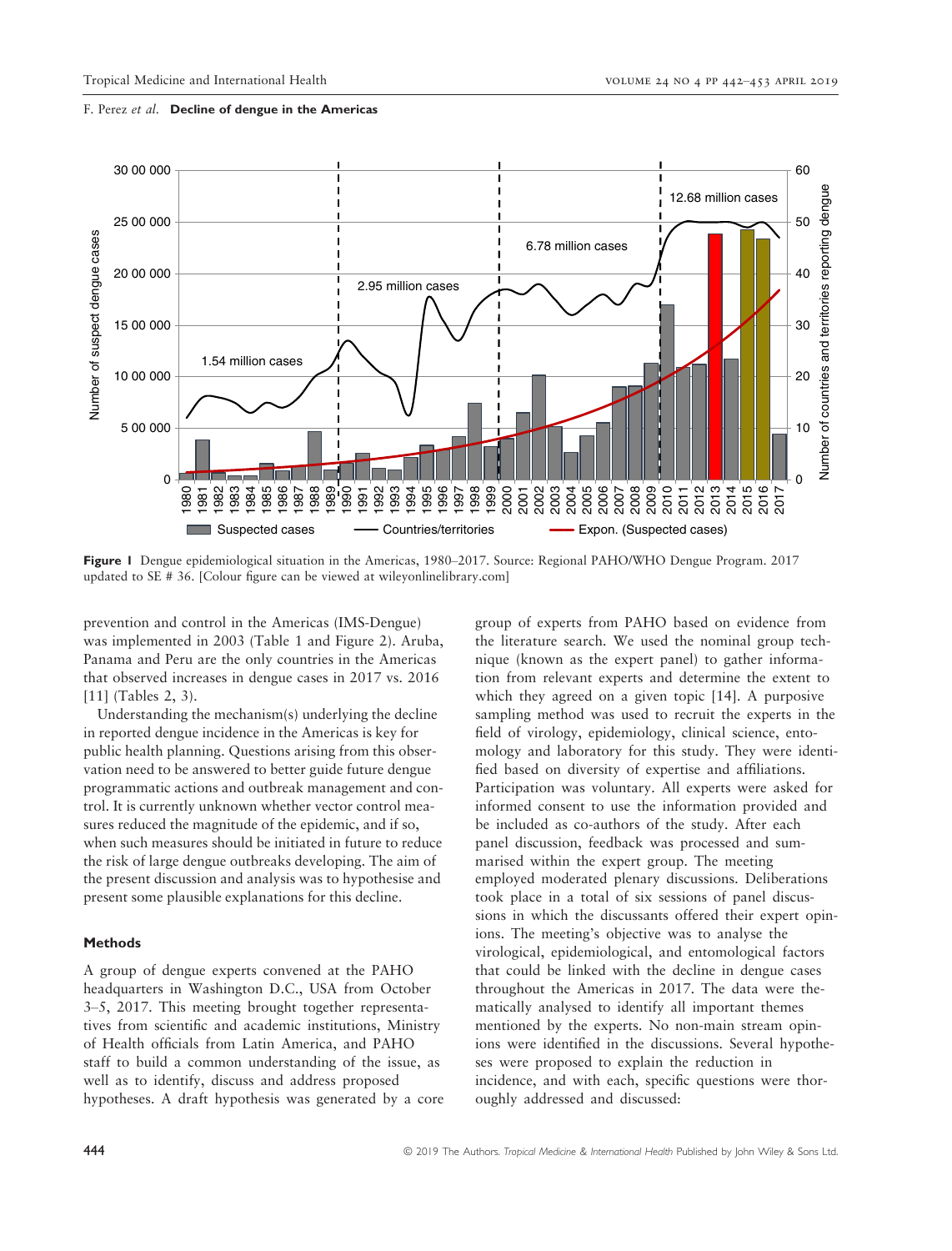30 00 000
25 00 000
20 00 000
15 00 000
10 00 000
5 00 000
0

Number of suspect dengue cases

60
50
40
30
20
10
0

Number of countries and territories reporting dengue

1.54 million cases
2.95 million cases
6.78 million cases
12.68 million cases

1980 1981 1982 1983 1984 1985 1986 1987 1988 1989 1990 1991 1992 1993 1994 1995 1996 1997 1998 1999 2000 2001 2002 2003 2004 2005 2006 2007 2008 2009 2010 2011 2012 2013 2014 2015 2016 2017

Suspected cases
Countries/territories
Expon. (Suspected cases)

**Figure 1** Dengue epidemiological situation in the Americas, 1980–2017. Source: Regional PAHO/WHO Dengue Program. 2017 updated to SE # 36. [Colour figure can be viewed at wileyonlinelibrary.com]

prevention and control in the Americas (IMS-Dengue) was implemented in 2003 (Table 1 and Figure 2). Aruba, Panama and Peru are the only countries in the Americas that observed increases in dengue cases in 2017 vs. 2016 [11] (Tables 2, 3).

Understanding the mechanism(s) underlying the decline in reported dengue incidence in the Americas is key for public health planning. Questions arising from this observation need to be answered to better guide future dengue programmatic actions and outbreak management and control. It is currently unknown whether vector control measures reduced the magnitude of the epidemic, and if so, when such measures should be initiated in future to reduce the risk of large dengue outbreaks developing. The aim of the present discussion and analysis was to hypothesise and present some plausible explanations for this decline.

## Methods

A group of dengue experts convened at the PAHO headquarters in Washington D.C., USA from October 3–5, 2017. This meeting brought together representatives from scientific and academic institutions, Ministry of Health officials from Latin America, and PAHO staff to build a common understanding of the issue, as well as to identify, discuss and address proposed hypotheses. A draft hypothesis was generated by a core group of experts from PAHO based on evidence from the literature search. We used the nominal group technique (known as the expert panel) to gather information from relevant experts and determine the extent to which they agreed on a given topic [14]. A purposive sampling method was used to recruit the experts in the field of virology, epidemiology, clinical science, entomology and laboratory for this study. They were identified based on diversity of expertise and affiliations. Participation was voluntary. All experts were asked for informed consent to use the information provided and be included as co-authors of the study. After each panel discussion, feedback was processed and summarised within the expert group. The meeting employed moderated plenary discussions. Deliberations took place in a total of six sessions of panel discussions in which the discussants offered their expert opinions. The meeting's objective was to analyse the virological, epidemiological, and entomological factors that could be linked with the decline in dengue cases throughout the Americas in 2017. The data were thematically analysed to identify all important themes mentioned by the experts. No non-main stream opinions were identified in the discussions. Several hypotheses were proposed to explain the reduction in incidence, and with each, specific questions were thoroughly addressed and discussed: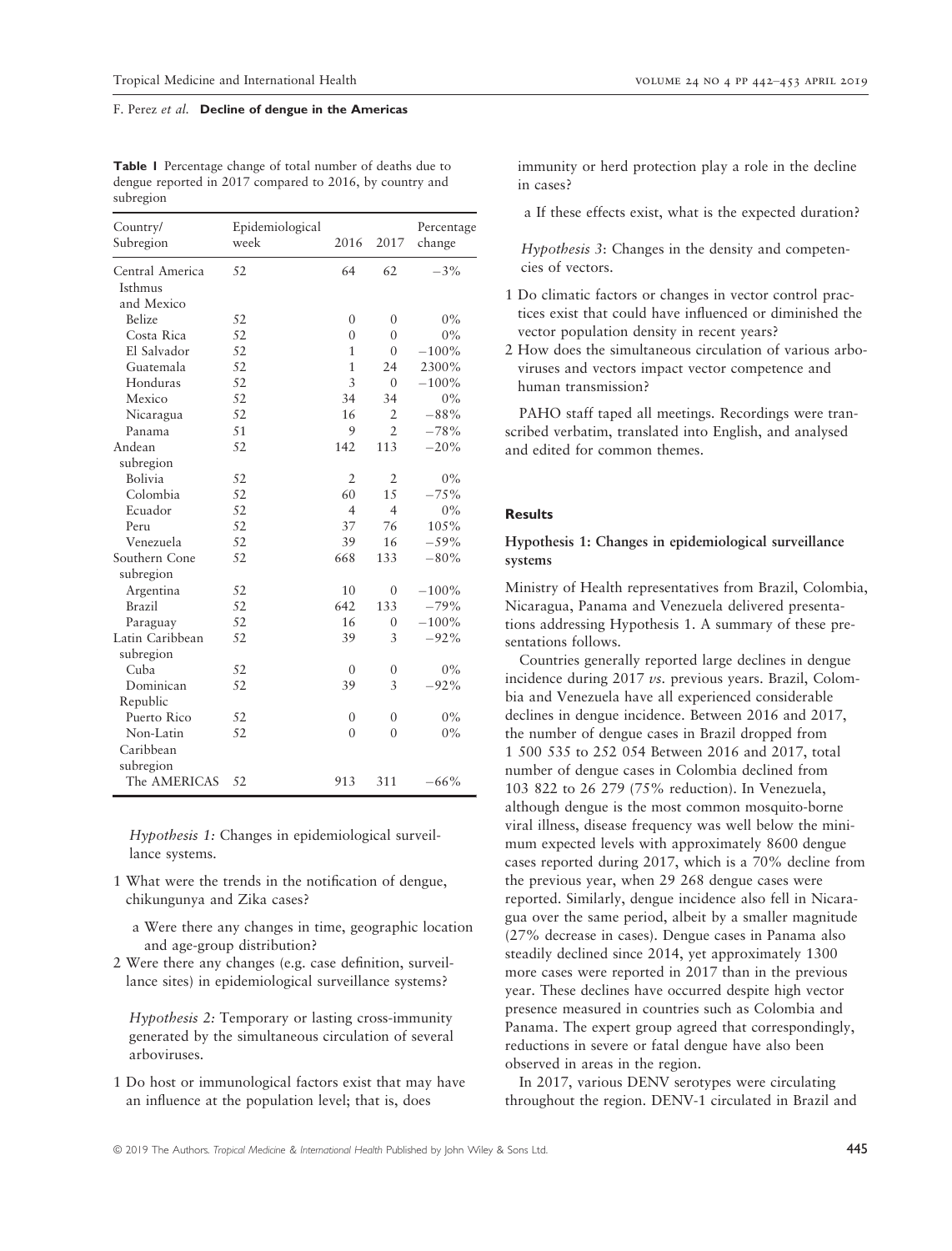**Table 1** Percentage change of total number of deaths due to dengue reported in 2017 compared to 2016, by country and subregion

| Country/Subregion | Epidemiological week | 2016 | 2017 | Percentage change |
|---|---|---|---|---|
| Central America Isthmus and Mexico | 52 | 64 | 62 | −3% |
| Belize | 52 | 0 | 0 | 0% |
| Costa Rica | 52 | 0 | 0 | 0% |
| El Salvador | 52 | 1 | 0 | −100% |
| Guatemala | 52 | 1 | 24 | 2300% |
| Honduras | 52 | 3 | 0 | −100% |
| Mexico | 52 | 34 | 34 | 0% |
| Nicaragua | 52 | 16 | 2 | −88% |
| Panama | 51 | 9 | 2 | −78% |
| Andean subregion | 52 | 142 | 113 | −20% |
| Bolivia | 52 | 2 | 2 | 0% |
| Colombia | 52 | 60 | 15 | −75% |
| Ecuador | 52 | 4 | 4 | 0% |
| Peru | 52 | 37 | 76 | 105% |
| Venezuela | 52 | 39 | 16 | −59% |
| Southern Cone subregion | 52 | 668 | 133 | −80% |
| Argentina | 52 | 10 | 0 | −100% |
| Brazil | 52 | 642 | 133 | −79% |
| Paraguay | 52 | 16 | 0 | −100% |
| Latin Caribbean subregion | 52 | 39 | 3 | −92% |
| Cuba | 52 | 0 | 0 | 0% |
| Dominican Republic | 52 | 39 | 3 | −92% |
| Puerto Rico | 52 | 0 | 0 | 0% |
| Non-Latin Caribbean subregion | 52 | 0 | 0 | 0% |
| The AMERICAS | 52 | 913 | 311 | −66% |

*Hypothesis 1:* Changes in epidemiological surveillance systems.

1 What were the trends in the notification of dengue, chikungunya and Zika cases?

   a Were there any changes in time, geographic location and age-group distribution?

2 Were there any changes (e.g. case definition, surveillance sites) in epidemiological surveillance systems?

*Hypothesis 2:* Temporary or lasting cross-immunity generated by the simultaneous circulation of several arboviruses.

1 Do host or immunological factors exist that may have an influence at the population level; that is, does immunity or herd protection play a role in the decline in cases?

   a If these effects exist, what is the expected duration?

*Hypothesis 3*: Changes in the density and competencies of vectors.

1 Do climatic factors or changes in vector control practices exist that could have influenced or diminished the vector population density in recent years?

2 How does the simultaneous circulation of various arboviruses and vectors impact vector competence and human transmission?

PAHO staff taped all meetings. Recordings were transcribed verbatim, translated into English, and analysed and edited for common themes.

## Results

### Hypothesis 1: Changes in epidemiological surveillance systems

Ministry of Health representatives from Brazil, Colombia, Nicaragua, Panama and Venezuela delivered presentations addressing Hypothesis 1. A summary of these presentations follows.

Countries generally reported large declines in dengue incidence during 2017 *vs.* previous years. Brazil, Colombia and Venezuela have all experienced considerable declines in dengue incidence. Between 2016 and 2017, the number of dengue cases in Brazil dropped from 1 500 535 to 252 054 Between 2016 and 2017, total number of dengue cases in Colombia declined from 103 822 to 26 279 (75% reduction). In Venezuela, although dengue is the most common mosquito-borne viral illness, disease frequency was well below the minimum expected levels with approximately 8600 dengue cases reported during 2017, which is a 70% decline from the previous year, when 29 268 dengue cases were reported. Similarly, dengue incidence also fell in Nicaragua over the same period, albeit by a smaller magnitude (27% decrease in cases). Dengue cases in Panama also steadily declined since 2014, yet approximately 1300 more cases were reported in 2017 than in the previous year. These declines have occurred despite high vector presence measured in countries such as Colombia and Panama. The expert group agreed that correspondingly, reductions in severe or fatal dengue have also been observed in areas in the region.

In 2017, various DENV serotypes were circulating throughout the region. DENV-1 circulated in Brazil and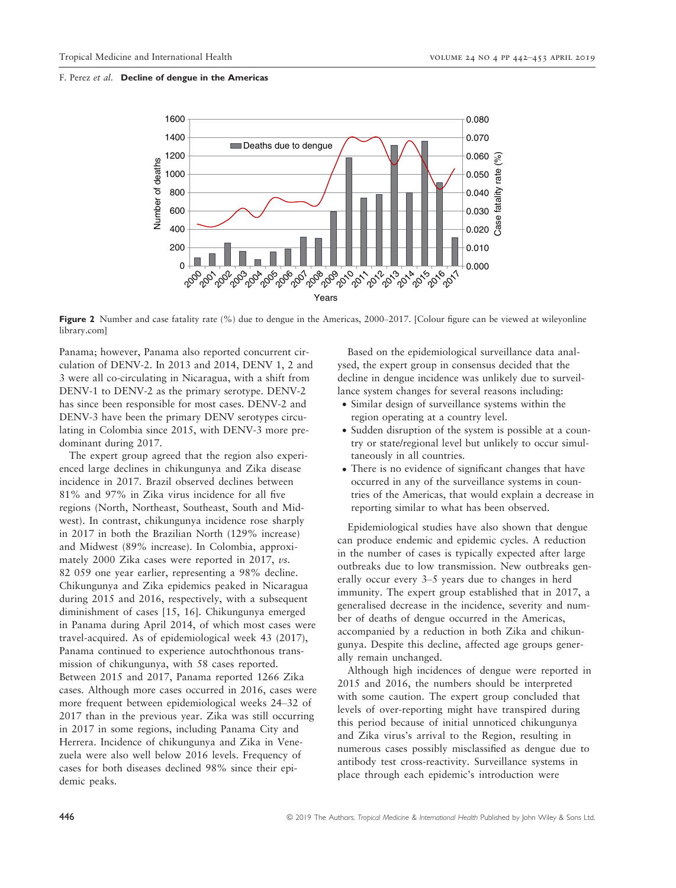**Figure 2** Number and case fatality rate (%) due to dengue in the Americas, 2000–2017. [Colour figure can be viewed at wileyonlinelibrary.com]

Panama; however, Panama also reported concurrent circulation of DENV-2. In 2013 and 2014, DENV 1, 2 and 3 were all co-circulating in Nicaragua, with a shift from DENV-1 to DENV-2 as the primary serotype. DENV-2 has since been responsible for most cases. DENV-2 and DENV-3 have been the primary DENV serotypes circulating in Colombia since 2015, with DENV-3 more predominant during 2017.

The expert group agreed that the region also experienced large declines in chikungunya and Zika disease incidence in 2017. Brazil observed declines between 81% and 97% in Zika virus incidence for all five regions (North, Northeast, Southeast, South and Midwest). In contrast, chikungunya incidence rose sharply in 2017 in both the Brazilian North (129% increase) and Midwest (89% increase). In Colombia, approximately 2000 Zika cases were reported in 2017, *vs.* 82 059 one year earlier, representing a 98% decline. Chikungunya and Zika epidemics peaked in Nicaragua during 2015 and 2016, respectively, with a subsequent diminishment of cases [15, 16]. Chikungunya emerged in Panama during April 2014, of which most cases were travel-acquired. As of epidemiological week 43 (2017), Panama continued to experience autochthonous transmission of chikungunya, with 58 cases reported. Between 2015 and 2017, Panama reported 1266 Zika cases. Although more cases occurred in 2016, cases were more frequent between epidemiological weeks 24–32 of 2017 than in the previous year. Zika was still occurring in 2017 in some regions, including Panama City and Herrera. Incidence of chikungunya and Zika in Venezuela were also well below 2016 levels. Frequency of cases for both diseases declined 98% since their epidemic peaks.

Based on the epidemiological surveillance data analysed, the expert group in consensus decided that the decline in dengue incidence was unlikely due to surveillance system changes for several reasons including:

- Similar design of surveillance systems within the region operating at a country level.
- Sudden disruption of the system is possible at a country or state/regional level but unlikely to occur simultaneously in all countries.
- There is no evidence of significant changes that have occurred in any of the surveillance systems in countries of the Americas, that would explain a decrease in reporting similar to what has been observed.

Epidemiological studies have also shown that dengue can produce endemic and epidemic cycles. A reduction in the number of cases is typically expected after large outbreaks due to low transmission. New outbreaks generally occur every 3–5 years due to changes in herd immunity. The expert group established that in 2017, a generalised decrease in the incidence, severity and number of deaths of dengue occurred in the Americas, accompanied by a reduction in both Zika and chikungunya. Despite this decline, affected age groups generally remain unchanged.

Although high incidences of dengue were reported in 2015 and 2016, the numbers should be interpreted with some caution. The expert group concluded that levels of over-reporting might have transpired during this period because of initial unnoticed chikungunya and Zika virus's arrival to the Region, resulting in numerous cases possibly misclassified as dengue due to antibody test cross-reactivity. Surveillance systems in place through each epidemic's introduction were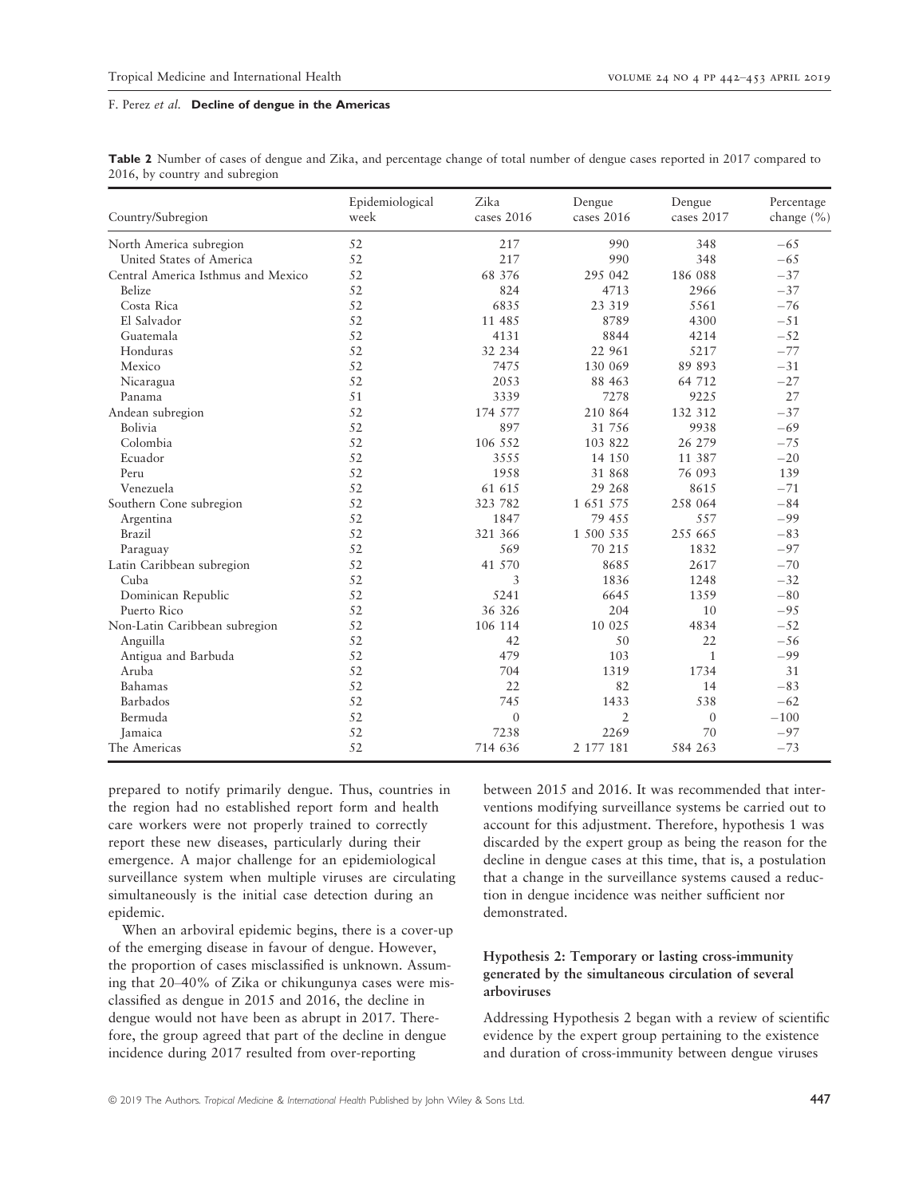**Table 2** Number of cases of dengue and Zika, and percentage change of total number of dengue cases reported in 2017 compared to 2016, by country and subregion

| Country/Subregion | Epidemiological week | Zika cases 2016 | Dengue cases 2016 | Dengue cases 2017 | Percentage change (%) |
|---|---|---|---|---|---|
| North America subregion | 52 | 217 | 990 | 348 | −65 |
| United States of America | 52 | 217 | 990 | 348 | −65 |
| Central America Isthmus and Mexico | 52 | 68 376 | 295 042 | 186 088 | −37 |
| Belize | 52 | 824 | 4713 | 2966 | −37 |
| Costa Rica | 52 | 6835 | 23 319 | 5561 | −76 |
| El Salvador | 52 | 11 485 | 8789 | 4300 | −51 |
| Guatemala | 52 | 4131 | 8844 | 4214 | −52 |
| Honduras | 52 | 32 234 | 22 961 | 5217 | −77 |
| Mexico | 52 | 7475 | 130 069 | 89 893 | −31 |
| Nicaragua | 52 | 2053 | 88 463 | 64 712 | −27 |
| Panama | 51 | 3339 | 7278 | 9225 | 27 |
| Andean subregion | 52 | 174 577 | 210 864 | 132 312 | −37 |
| Bolivia | 52 | 897 | 31 756 | 9938 | −69 |
| Colombia | 52 | 106 552 | 103 822 | 26 279 | −75 |
| Ecuador | 52 | 3555 | 14 150 | 11 387 | −20 |
| Peru | 52 | 1958 | 31 868 | 76 093 | 139 |
| Venezuela | 52 | 61 615 | 29 268 | 8615 | −71 |
| Southern Cone subregion | 52 | 323 782 | 1 651 575 | 258 064 | −84 |
| Argentina | 52 | 1847 | 79 455 | 557 | −99 |
| Brazil | 52 | 321 366 | 1 500 535 | 255 665 | −83 |
| Paraguay | 52 | 569 | 70 215 | 1832 | −97 |
| Latin Caribbean subregion | 52 | 41 570 | 8685 | 2617 | −70 |
| Cuba | 52 | 3 | 1836 | 1248 | −32 |
| Dominican Republic | 52 | 5241 | 6645 | 1359 | −80 |
| Puerto Rico | 52 | 36 326 | 204 | 10 | −95 |
| Non-Latin Caribbean subregion | 52 | 106 114 | 10 025 | 4834 | −52 |
| Anguilla | 52 | 42 | 50 | 22 | −56 |
| Antigua and Barbuda | 52 | 479 | 103 | 1 | −99 |
| Aruba | 52 | 704 | 1319 | 1734 | 31 |
| Bahamas | 52 | 22 | 82 | 14 | −83 |
| Barbados | 52 | 745 | 1433 | 538 | −62 |
| Bermuda | 52 | 0 | 2 | 0 | −100 |
| Jamaica | 52 | 7238 | 2269 | 70 | −97 |
| The Americas | 52 | 714 636 | 2 177 181 | 584 263 | −73 |

prepared to notify primarily dengue. Thus, countries in the region had no established report form and health care workers were not properly trained to correctly report these new diseases, particularly during their emergence. A major challenge for an epidemiological surveillance system when multiple viruses are circulating simultaneously is the initial case detection during an epidemic.

When an arboviral epidemic begins, there is a cover-up of the emerging disease in favour of dengue. However, the proportion of cases misclassified is unknown. Assuming that 20–40% of Zika or chikungunya cases were misclassified as dengue in 2015 and 2016, the decline in dengue would not have been as abrupt in 2017. Therefore, the group agreed that part of the decline in dengue incidence during 2017 resulted from over-reporting between 2015 and 2016. It was recommended that interventions modifying surveillance systems be carried out to account for this adjustment. Therefore, hypothesis 1 was discarded by the expert group as being the reason for the decline in dengue cases at this time, that is, a postulation that a change in the surveillance systems caused a reduction in dengue incidence was neither sufficient nor demonstrated.

### Hypothesis 2: Temporary or lasting cross-immunity generated by the simultaneous circulation of several arboviruses

Addressing Hypothesis 2 began with a review of scientific evidence by the expert group pertaining to the existence and duration of cross-immunity between dengue viruses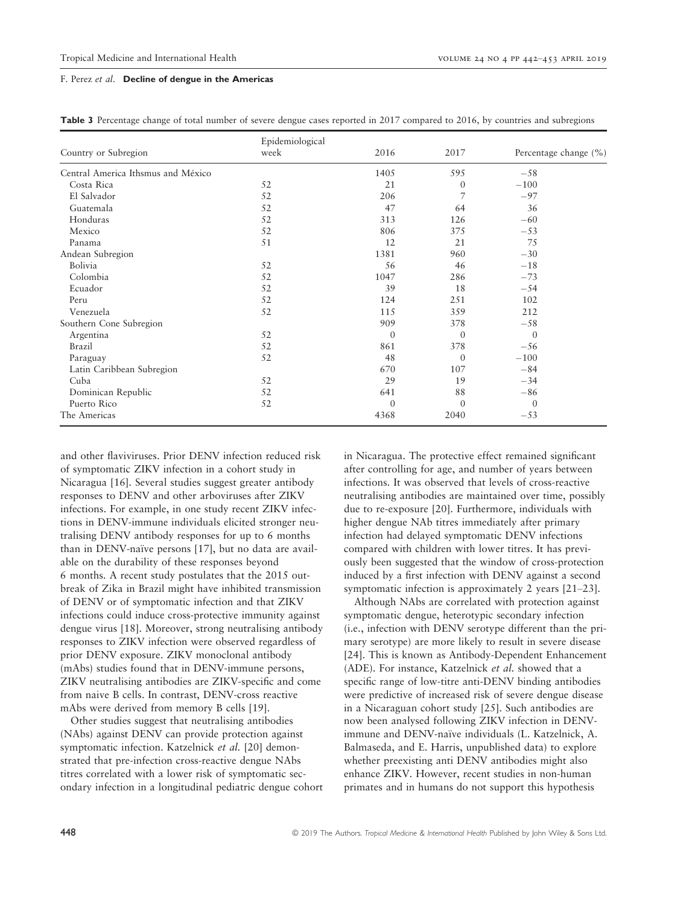**Table 3** Percentage change of total number of severe dengue cases reported in 2017 compared to 2016, by countries and subregions

| Country or Subregion | Epidemiological week | 2016 | 2017 | Percentage change (%) |
|---|---|---|---|---|
| Central America Ithsmus and México | | 1405 | 595 | −58 |
| Costa Rica | 52 | 21 | 0 | −100 |
| El Salvador | 52 | 206 | 7 | −97 |
| Guatemala | 52 | 47 | 64 | 36 |
| Honduras | 52 | 313 | 126 | −60 |
| Mexico | 52 | 806 | 375 | −53 |
| Panama | 51 | 12 | 21 | 75 |
| Andean Subregion | | 1381 | 960 | −30 |
| Bolivia | 52 | 56 | 46 | −18 |
| Colombia | 52 | 1047 | 286 | −73 |
| Ecuador | 52 | 39 | 18 | −54 |
| Peru | 52 | 124 | 251 | 102 |
| Venezuela | 52 | 115 | 359 | 212 |
| Southern Cone Subregion | | 909 | 378 | −58 |
| Argentina | 52 | 0 | 0 | 0 |
| Brazil | 52 | 861 | 378 | −56 |
| Paraguay | 52 | 48 | 0 | −100 |
| Latin Caribbean Subregion | | 670 | 107 | −84 |
| Cuba | 52 | 29 | 19 | −34 |
| Dominican Republic | 52 | 641 | 88 | −86 |
| Puerto Rico | 52 | 0 | 0 | 0 |
| The Americas | | 4368 | 2040 | −53 |

and other flaviviruses. Prior DENV infection reduced risk of symptomatic ZIKV infection in a cohort study in Nicaragua [16]. Several studies suggest greater antibody responses to DENV and other arboviruses after ZIKV infections. For example, in one study recent ZIKV infections in DENV-immune individuals elicited stronger neutralising DENV antibody responses for up to 6 months than in DENV-naïve persons [17], but no data are available on the durability of these responses beyond 6 months. A recent study postulates that the 2015 outbreak of Zika in Brazil might have inhibited transmission of DENV or of symptomatic infection and that ZIKV infections could induce cross-protective immunity against dengue virus [18]. Moreover, strong neutralising antibody responses to ZIKV infection were observed regardless of prior DENV exposure. ZIKV monoclonal antibody (mAbs) studies found that in DENV-immune persons, ZIKV neutralising antibodies are ZIKV-specific and come from naive B cells. In contrast, DENV-cross reactive mAbs were derived from memory B cells [19].

Other studies suggest that neutralising antibodies (NAbs) against DENV can provide protection against symptomatic infection. Katzelnick *et al.* [20] demonstrated that pre-infection cross-reactive dengue NAbs titres correlated with a lower risk of symptomatic secondary infection in a longitudinal pediatric dengue cohort in Nicaragua. The protective effect remained significant after controlling for age, and number of years between infections. It was observed that levels of cross-reactive neutralising antibodies are maintained over time, possibly due to re-exposure [20]. Furthermore, individuals with higher dengue NAb titres immediately after primary infection had delayed symptomatic DENV infections compared with children with lower titres. It has previously been suggested that the window of cross-protection induced by a first infection with DENV against a second symptomatic infection is approximately 2 years [21–23].

Although NAbs are correlated with protection against symptomatic dengue, heterotypic secondary infection (i.e., infection with DENV serotype different than the primary serotype) are more likely to result in severe disease [24]. This is known as Antibody-Dependent Enhancement (ADE). For instance, Katzelnick *et al.* showed that a specific range of low-titre anti-DENV binding antibodies were predictive of increased risk of severe dengue disease in a Nicaraguan cohort study [25]. Such antibodies are now been analysed following ZIKV infection in DENV-immune and DENV-naïve individuals (L. Katzelnick, A. Balmaseda, and E. Harris, unpublished data) to explore whether preexisting anti DENV antibodies might also enhance ZIKV. However, recent studies in non-human primates and in humans do not support this hypothesis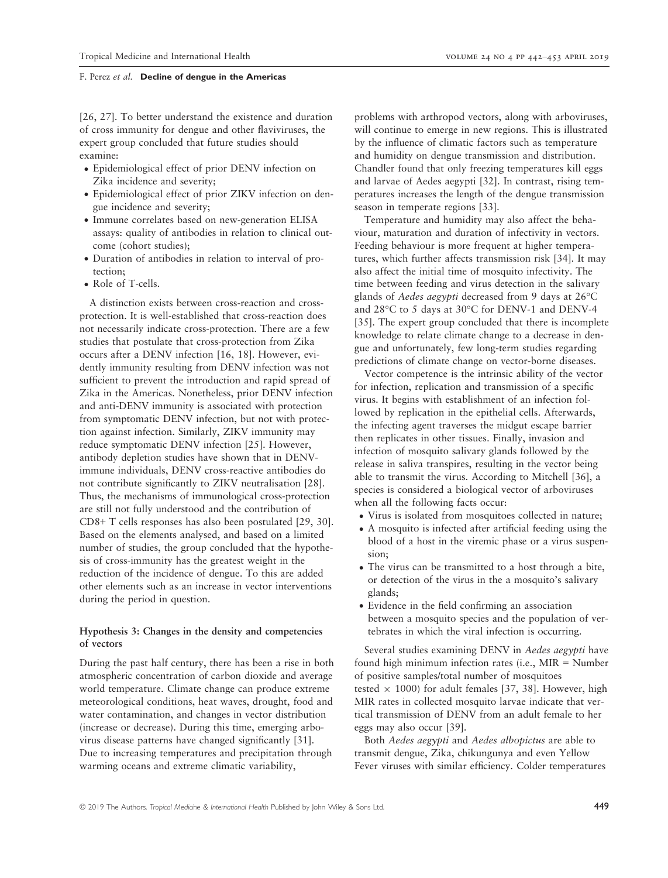[26, 27]. To better understand the existence and duration of cross immunity for dengue and other flaviviruses, the expert group concluded that future studies should examine:

- Epidemiological effect of prior DENV infection on Zika incidence and severity;
- Epidemiological effect of prior ZIKV infection on dengue incidence and severity;
- Immune correlates based on new-generation ELISA assays: quality of antibodies in relation to clinical outcome (cohort studies);
- Duration of antibodies in relation to interval of protection;
- Role of T-cells.

A distinction exists between cross-reaction and cross-protection. It is well-established that cross-reaction does not necessarily indicate cross-protection. There are a few studies that postulate that cross-protection from Zika occurs after a DENV infection [16, 18]. However, evidently immunity resulting from DENV infection was not sufficient to prevent the introduction and rapid spread of Zika in the Americas. Nonetheless, prior DENV infection and anti-DENV immunity is associated with protection from symptomatic DENV infection, but not with protection against infection. Similarly, ZIKV immunity may reduce symptomatic DENV infection [25]. However, antibody depletion studies have shown that in DENV-immune individuals, DENV cross-reactive antibodies do not contribute significantly to ZIKV neutralisation [28]. Thus, the mechanisms of immunological cross-protection are still not fully understood and the contribution of CD8+ T cells responses has also been postulated [29, 30]. Based on the elements analysed, and based on a limited number of studies, the group concluded that the hypothesis of cross-immunity has the greatest weight in the reduction of the incidence of dengue. To this are added other elements such as an increase in vector interventions during the period in question.

### Hypothesis 3: Changes in the density and competencies of vectors

During the past half century, there has been a rise in both atmospheric concentration of carbon dioxide and average world temperature. Climate change can produce extreme meteorological conditions, heat waves, drought, food and water contamination, and changes in vector distribution (increase or decrease). During this time, emerging arbovirus disease patterns have changed significantly [31]. Due to increasing temperatures and precipitation through warming oceans and extreme climatic variability, problems with arthropod vectors, along with arboviruses, will continue to emerge in new regions. This is illustrated by the influence of climatic factors such as temperature and humidity on dengue transmission and distribution. Chandler found that only freezing temperatures kill eggs and larvae of Aedes aegypti [32]. In contrast, rising temperatures increases the length of the dengue transmission season in temperate regions [33].

Temperature and humidity may also affect the behaviour, maturation and duration of infectivity in vectors. Feeding behaviour is more frequent at higher temperatures, which further affects transmission risk [34]. It may also affect the initial time of mosquito infectivity. The time between feeding and virus detection in the salivary glands of *Aedes aegypti* decreased from 9 days at 26°C and 28°C to 5 days at 30°C for DENV-1 and DENV-4 [35]. The expert group concluded that there is incomplete knowledge to relate climate change to a decrease in dengue and unfortunately, few long-term studies regarding predictions of climate change on vector-borne diseases.

Vector competence is the intrinsic ability of the vector for infection, replication and transmission of a specific virus. It begins with establishment of an infection followed by replication in the epithelial cells. Afterwards, the infecting agent traverses the midgut escape barrier then replicates in other tissues. Finally, invasion and infection of mosquito salivary glands followed by the release in saliva transpires, resulting in the vector being able to transmit the virus. According to Mitchell [36], a species is considered a biological vector of arboviruses when all the following facts occur:

- Virus is isolated from mosquitoes collected in nature;
- A mosquito is infected after artificial feeding using the blood of a host in the viremic phase or a virus suspension;
- The virus can be transmitted to a host through a bite, or detection of the virus in the a mosquito's salivary glands;
- Evidence in the field confirming an association between a mosquito species and the population of vertebrates in which the viral infection is occurring.

Several studies examining DENV in *Aedes aegypti* have found high minimum infection rates (i.e., MIR = Number of positive samples/total number of mosquitoes tested × 1000) for adult females [37, 38]. However, high MIR rates in collected mosquito larvae indicate that vertical transmission of DENV from an adult female to her eggs may also occur [39].

Both *Aedes aegypti* and *Aedes albopictus* are able to transmit dengue, Zika, chikungunya and even Yellow Fever viruses with similar efficiency. Colder temperatures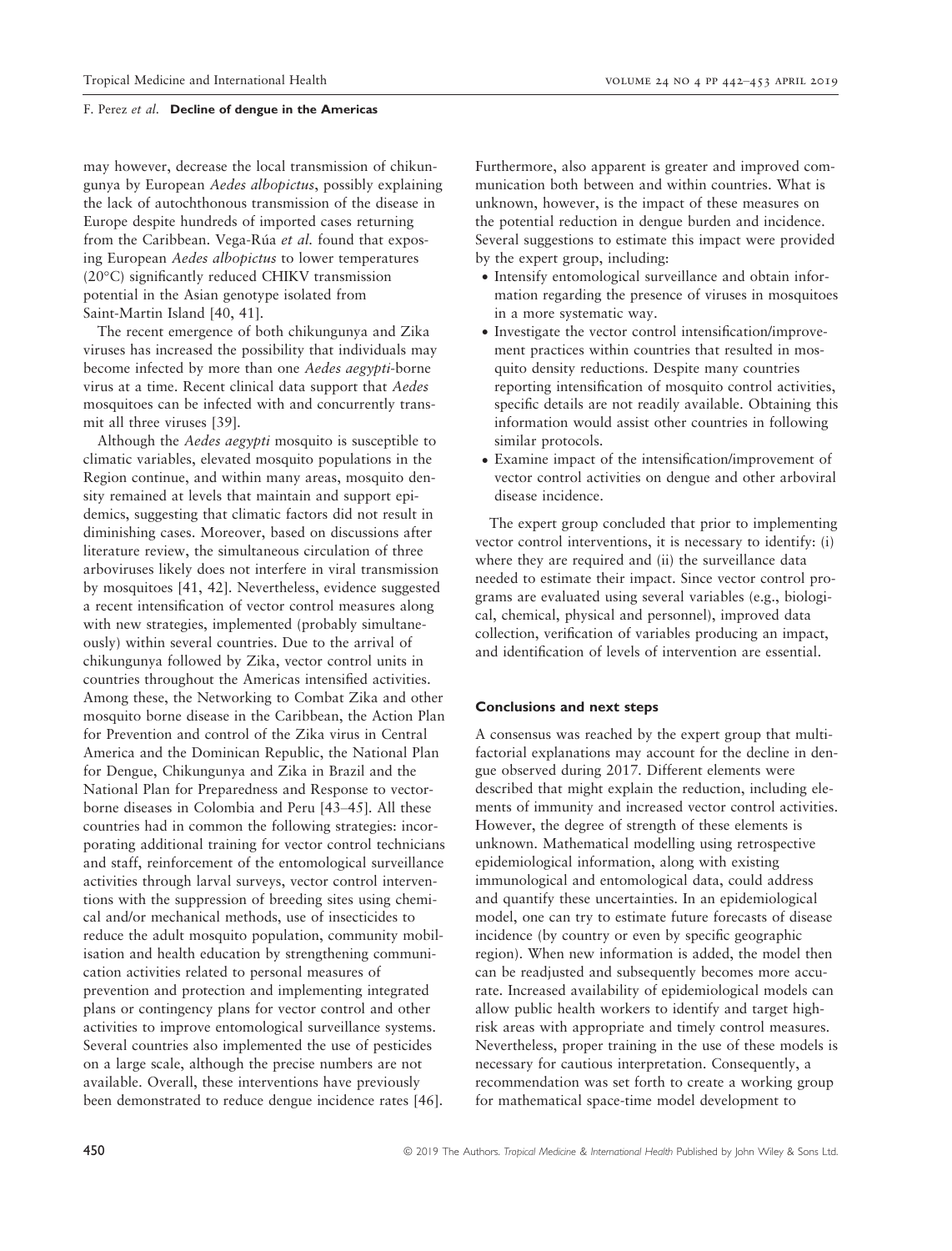may however, decrease the local transmission of chikungunya by European *Aedes albopictus*, possibly explaining the lack of autochthonous transmission of the disease in Europe despite hundreds of imported cases returning from the Caribbean. Vega-Rúa *et al.* found that exposing European *Aedes albopictus* to lower temperatures (20°C) significantly reduced CHIKV transmission potential in the Asian genotype isolated from Saint-Martin Island [40, 41].

The recent emergence of both chikungunya and Zika viruses has increased the possibility that individuals may become infected by more than one *Aedes aegypti*-borne virus at a time. Recent clinical data support that *Aedes* mosquitoes can be infected with and concurrently transmit all three viruses [39].

Although the *Aedes aegypti* mosquito is susceptible to climatic variables, elevated mosquito populations in the Region continue, and within many areas, mosquito density remained at levels that maintain and support epidemics, suggesting that climatic factors did not result in diminishing cases. Moreover, based on discussions after literature review, the simultaneous circulation of three arboviruses likely does not interfere in viral transmission by mosquitoes [41, 42]. Nevertheless, evidence suggested a recent intensification of vector control measures along with new strategies, implemented (probably simultaneously) within several countries. Due to the arrival of chikungunya followed by Zika, vector control units in countries throughout the Americas intensified activities. Among these, the Networking to Combat Zika and other mosquito borne disease in the Caribbean, the Action Plan for Prevention and control of the Zika virus in Central America and the Dominican Republic, the National Plan for Dengue, Chikungunya and Zika in Brazil and the National Plan for Preparedness and Response to vector-borne diseases in Colombia and Peru [43–45]. All these countries had in common the following strategies: incorporating additional training for vector control technicians and staff, reinforcement of the entomological surveillance activities through larval surveys, vector control interventions with the suppression of breeding sites using chemical and/or mechanical methods, use of insecticides to reduce the adult mosquito population, community mobilisation and health education by strengthening communication activities related to personal measures of prevention and protection and implementing integrated plans or contingency plans for vector control and other activities to improve entomological surveillance systems. Several countries also implemented the use of pesticides on a large scale, although the precise numbers are not available. Overall, these interventions have previously been demonstrated to reduce dengue incidence rates [46]. Furthermore, also apparent is greater and improved communication both between and within countries. What is unknown, however, is the impact of these measures on the potential reduction in dengue burden and incidence. Several suggestions to estimate this impact were provided by the expert group, including:

- Intensify entomological surveillance and obtain information regarding the presence of viruses in mosquitoes in a more systematic way.
- Investigate the vector control intensification/improvement practices within countries that resulted in mosquito density reductions. Despite many countries reporting intensification of mosquito control activities, specific details are not readily available. Obtaining this information would assist other countries in following similar protocols.
- Examine impact of the intensification/improvement of vector control activities on dengue and other arboviral disease incidence.

The expert group concluded that prior to implementing vector control interventions, it is necessary to identify: (i) where they are required and (ii) the surveillance data needed to estimate their impact. Since vector control programs are evaluated using several variables (e.g., biological, chemical, physical and personnel), improved data collection, verification of variables producing an impact, and identification of levels of intervention are essential.

#### Conclusions and next steps

A consensus was reached by the expert group that multifactorial explanations may account for the decline in dengue observed during 2017. Different elements were described that might explain the reduction, including elements of immunity and increased vector control activities. However, the degree of strength of these elements is unknown. Mathematical modelling using retrospective epidemiological information, along with existing immunological and entomological data, could address and quantify these uncertainties. In an epidemiological model, one can try to estimate future forecasts of disease incidence (by country or even by specific geographic region). When new information is added, the model then can be readjusted and subsequently becomes more accurate. Increased availability of epidemiological models can allow public health workers to identify and target high-risk areas with appropriate and timely control measures. Nevertheless, proper training in the use of these models is necessary for cautious interpretation. Consequently, a recommendation was set forth to create a working group for mathematical space-time model development to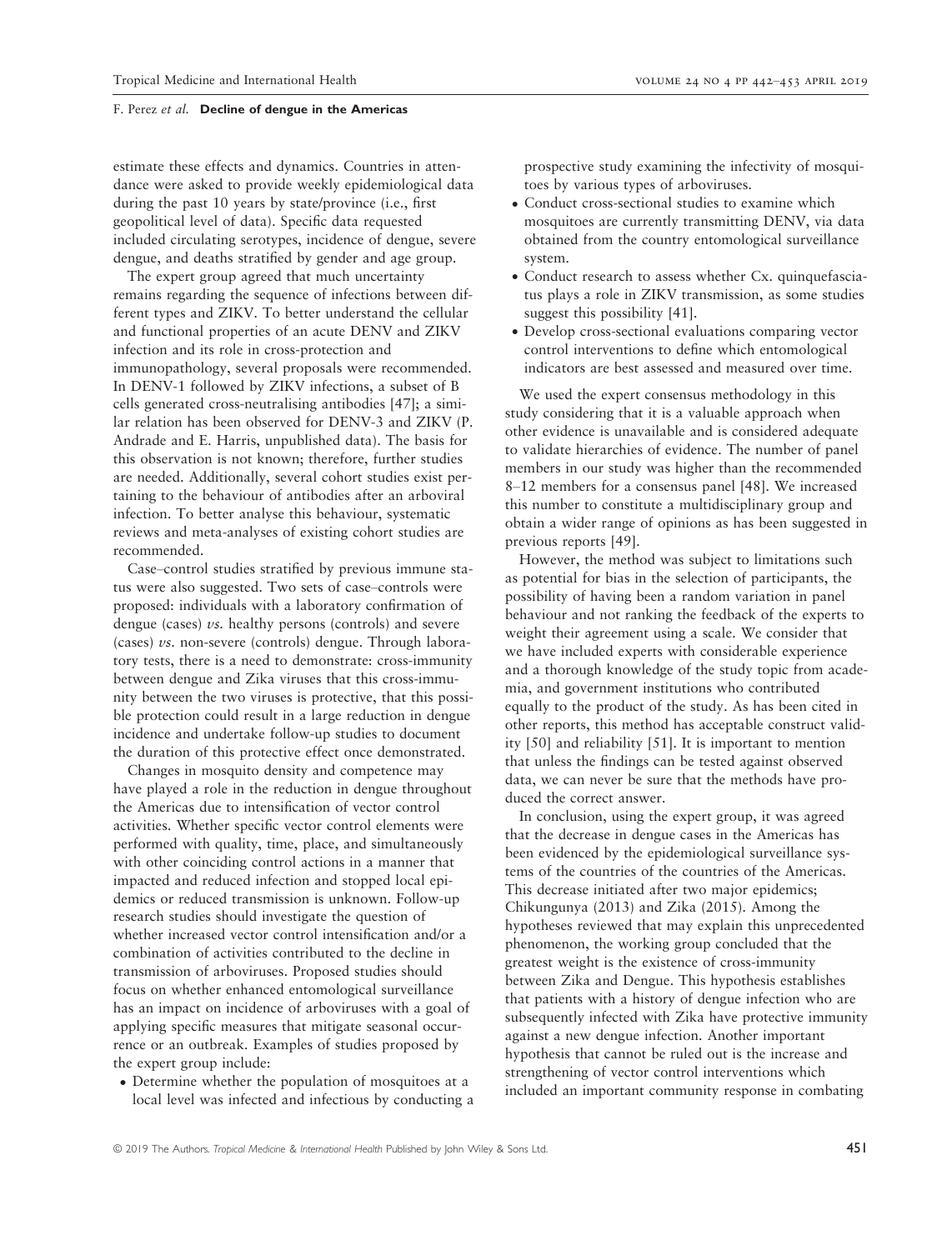estimate these effects and dynamics. Countries in attendance were asked to provide weekly epidemiological data during the past 10 years by state/province (i.e., first geopolitical level of data). Specific data requested included circulating serotypes, incidence of dengue, severe dengue, and deaths stratified by gender and age group.

The expert group agreed that much uncertainty remains regarding the sequence of infections between different types and ZIKV. To better understand the cellular and functional properties of an acute DENV and ZIKV infection and its role in cross-protection and immunopathology, several proposals were recommended. In DENV-1 followed by ZIKV infections, a subset of B cells generated cross-neutralising antibodies [47]; a similar relation has been observed for DENV-3 and ZIKV (P. Andrade and E. Harris, unpublished data). The basis for this observation is not known; therefore, further studies are needed. Additionally, several cohort studies exist pertaining to the behaviour of antibodies after an arboviral infection. To better analyse this behaviour, systematic reviews and meta-analyses of existing cohort studies are recommended.

Case–control studies stratified by previous immune status were also suggested. Two sets of case–controls were proposed: individuals with a laboratory confirmation of dengue (cases) *vs.* healthy persons (controls) and severe (cases) *vs.* non-severe (controls) dengue. Through laboratory tests, there is a need to demonstrate: cross-immunity between dengue and Zika viruses that this cross-immunity between the two viruses is protective, that this possible protection could result in a large reduction in dengue incidence and undertake follow-up studies to document the duration of this protective effect once demonstrated.

Changes in mosquito density and competence may have played a role in the reduction in dengue throughout the Americas due to intensification of vector control activities. Whether specific vector control elements were performed with quality, time, place, and simultaneously with other coinciding control actions in a manner that impacted and reduced infection and stopped local epidemics or reduced transmission is unknown. Follow-up research studies should investigate the question of whether increased vector control intensification and/or a combination of activities contributed to the decline in transmission of arboviruses. Proposed studies should focus on whether enhanced entomological surveillance has an impact on incidence of arboviruses with a goal of applying specific measures that mitigate seasonal occurrence or an outbreak. Examples of studies proposed by the expert group include:

- Determine whether the population of mosquitoes at a local level was infected and infectious by conducting a prospective study examining the infectivity of mosquitoes by various types of arboviruses.
- Conduct cross-sectional studies to examine which mosquitoes are currently transmitting DENV, via data obtained from the country entomological surveillance system.
- Conduct research to assess whether Cx. quinquefasciatus plays a role in ZIKV transmission, as some studies suggest this possibility [41].
- Develop cross-sectional evaluations comparing vector control interventions to define which entomological indicators are best assessed and measured over time.

We used the expert consensus methodology in this study considering that it is a valuable approach when other evidence is unavailable and is considered adequate to validate hierarchies of evidence. The number of panel members in our study was higher than the recommended 8–12 members for a consensus panel [48]. We increased this number to constitute a multidisciplinary group and obtain a wider range of opinions as has been suggested in previous reports [49].

However, the method was subject to limitations such as potential for bias in the selection of participants, the possibility of having been a random variation in panel behaviour and not ranking the feedback of the experts to weight their agreement using a scale. We consider that we have included experts with considerable experience and a thorough knowledge of the study topic from academia, and government institutions who contributed equally to the product of the study. As has been cited in other reports, this method has acceptable construct validity [50] and reliability [51]. It is important to mention that unless the findings can be tested against observed data, we can never be sure that the methods have produced the correct answer.

In conclusion, using the expert group, it was agreed that the decrease in dengue cases in the Americas has been evidenced by the epidemiological surveillance systems of the countries of the countries of the Americas. This decrease initiated after two major epidemics; Chikungunya (2013) and Zika (2015). Among the hypotheses reviewed that may explain this unprecedented phenomenon, the working group concluded that the greatest weight is the existence of cross-immunity between Zika and Dengue. This hypothesis establishes that patients with a history of dengue infection who are subsequently infected with Zika have protective immunity against a new dengue infection. Another important hypothesis that cannot be ruled out is the increase and strengthening of vector control interventions which included an important community response in combating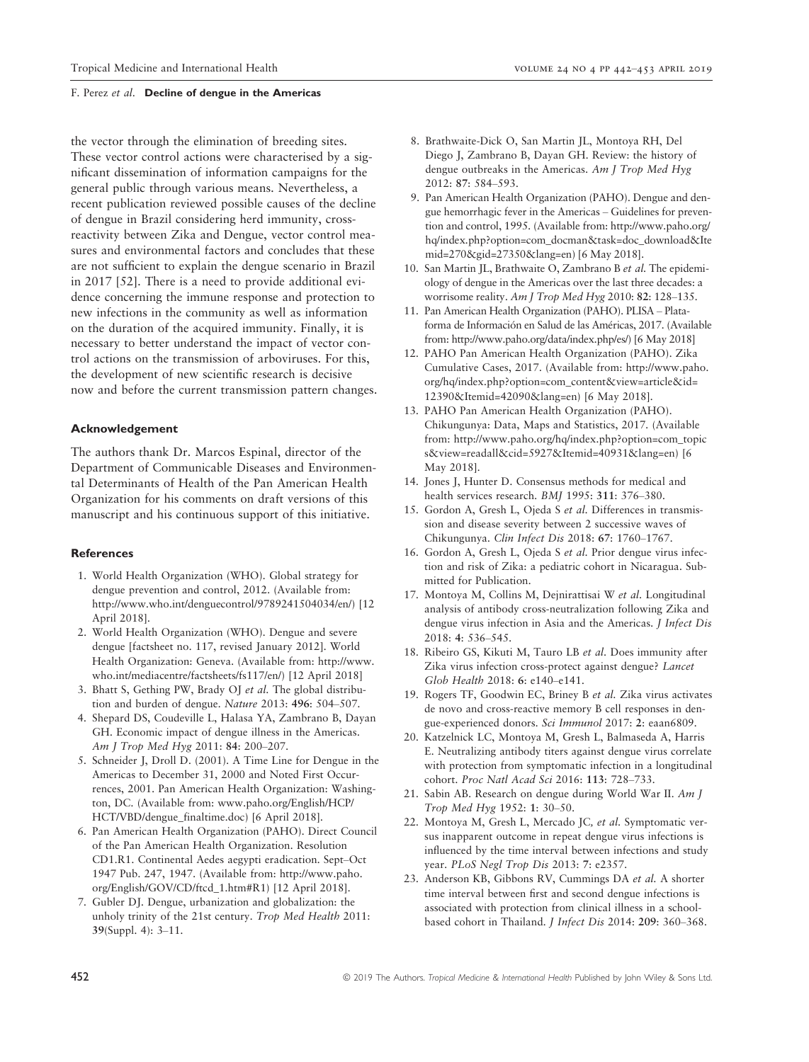the vector through the elimination of breeding sites. These vector control actions were characterised by a significant dissemination of information campaigns for the general public through various means. Nevertheless, a recent publication reviewed possible causes of the decline of dengue in Brazil considering herd immunity, cross-reactivity between Zika and Dengue, vector control measures and environmental factors and concludes that these are not sufficient to explain the dengue scenario in Brazil in 2017 [52]. There is a need to provide additional evidence concerning the immune response and protection to new infections in the community as well as information on the duration of the acquired immunity. Finally, it is necessary to better understand the impact of vector control actions on the transmission of arboviruses. For this, the development of new scientific research is decisive now and before the current transmission pattern changes.

### Acknowledgement

The authors thank Dr. Marcos Espinal, director of the Department of Communicable Diseases and Environmental Determinants of Health of the Pan American Health Organization for his comments on draft versions of this manuscript and his continuous support of this initiative.

### References

1. World Health Organization (WHO). Global strategy for dengue prevention and control, 2012. (Available from: http://www.who.int/denguecontrol/9789241504034/en/) [12 April 2018].
2. World Health Organization (WHO). Dengue and severe dengue [factsheet no. 117, revised January 2012]. World Health Organization: Geneva. (Available from: http://www.who.int/mediacentre/factsheets/fs117/en/) [12 April 2018]
3. Bhatt S, Gething PW, Brady OJ *et al.* The global distribution and burden of dengue. *Nature* 2013: **496**: 504–507.
4. Shepard DS, Coudeville L, Halasa YA, Zambrano B, Dayan GH. Economic impact of dengue illness in the Americas. *Am J Trop Med Hyg* 2011: **84**: 200–207.
5. Schneider J, Droll D. (2001). A Time Line for Dengue in the Americas to December 31, 2000 and Noted First Occurrences, 2001. Pan American Health Organization: Washington, DC. (Available from: www.paho.org/English/HCP/HCT/VBD/dengue_finaltime.doc) [6 April 2018].
6. Pan American Health Organization (PAHO). Direct Council of the Pan American Health Organization. Resolution CD1.R1. Continental Aedes aegypti eradication. Sept–Oct 1947 Pub. 247, 1947. (Available from: http://www.paho.org/English/GOV/CD/ftcd_1.htm#R1) [12 April 2018].
7. Gubler DJ. Dengue, urbanization and globalization: the unholy trinity of the 21st century. *Trop Med Health* 2011: **39**(Suppl. 4): 3–11.
8. Brathwaite-Dick O, San Martin JL, Montoya RH, Del Diego J, Zambrano B, Dayan GH. Review: the history of dengue outbreaks in the Americas. *Am J Trop Med Hyg* 2012: **87**: 584–593.
9. Pan American Health Organization (PAHO). Dengue and dengue hemorrhagic fever in the Americas – Guidelines for prevention and control, 1995. (Available from: http://www.paho.org/hq/index.php?option=com_docman&task=doc_download&Itemid=270&gid=27350&lang=en) [6 May 2018].
10. San Martin JL, Brathwaite O, Zambrano B *et al.* The epidemiology of dengue in the Americas over the last three decades: a worrisome reality. *Am J Trop Med Hyg* 2010: **82**: 128–135.
11. Pan American Health Organization (PAHO). PLISA – Plataforma de Información en Salud de las Américas, 2017. (Available from: http://www.paho.org/data/index.php/es/) [6 May 2018]
12. PAHO Pan American Health Organization (PAHO). Zika Cumulative Cases, 2017. (Available from: http://www.paho.org/hq/index.php?option=com_content&view=article&id=12390&Itemid=42090&lang=en) [6 May 2018].
13. PAHO Pan American Health Organization (PAHO). Chikungunya: Data, Maps and Statistics, 2017. (Available from: http://www.paho.org/hq/index.php?option=com_topics&view=readall&cid=5927&Itemid=40931&lang=en) [6 May 2018].
14. Jones J, Hunter D. Consensus methods for medical and health services research. *BMJ* 1995: **311**: 376–380.
15. Gordon A, Gresh L, Ojeda S *et al.* Differences in transmission and disease severity between 2 successive waves of Chikungunya. *Clin Infect Dis* 2018: **67**: 1760–1767.
16. Gordon A, Gresh L, Ojeda S *et al.* Prior dengue virus infection and risk of Zika: a pediatric cohort in Nicaragua. Submitted for Publication.
17. Montoya M, Collins M, Dejnirattisai W *et al.* Longitudinal analysis of antibody cross-neutralization following Zika and dengue virus infection in Asia and the Americas. *J Infect Dis* 2018: **4**: 536–545.
18. Ribeiro GS, Kikuti M, Tauro LB *et al.* Does immunity after Zika virus infection cross-protect against dengue? *Lancet Glob Health* 2018: **6**: e140–e141.
19. Rogers TF, Goodwin EC, Briney B *et al.* Zika virus activates de novo and cross-reactive memory B cell responses in dengue-experienced donors. *Sci Immunol* 2017: **2**: eaan6809.
20. Katzelnick LC, Montoya M, Gresh L, Balmaseda A, Harris E. Neutralizing antibody titers against dengue virus correlate with protection from symptomatic infection in a longitudinal cohort. *Proc Natl Acad Sci* 2016: **113**: 728–733.
21. Sabin AB. Research on dengue during World War II. *Am J Trop Med Hyg* 1952: **1**: 30–50.
22. Montoya M, Gresh L, Mercado JC, *et al.* Symptomatic versus inapparent outcome in repeat dengue virus infections is influenced by the time interval between infections and study year. *PLoS Negl Trop Dis* 2013: **7**: e2357.
23. Anderson KB, Gibbons RV, Cummings DA *et al.* A shorter time interval between first and second dengue infections is associated with protection from clinical illness in a school-based cohort in Thailand. *J Infect Dis* 2014: **209**: 360–368.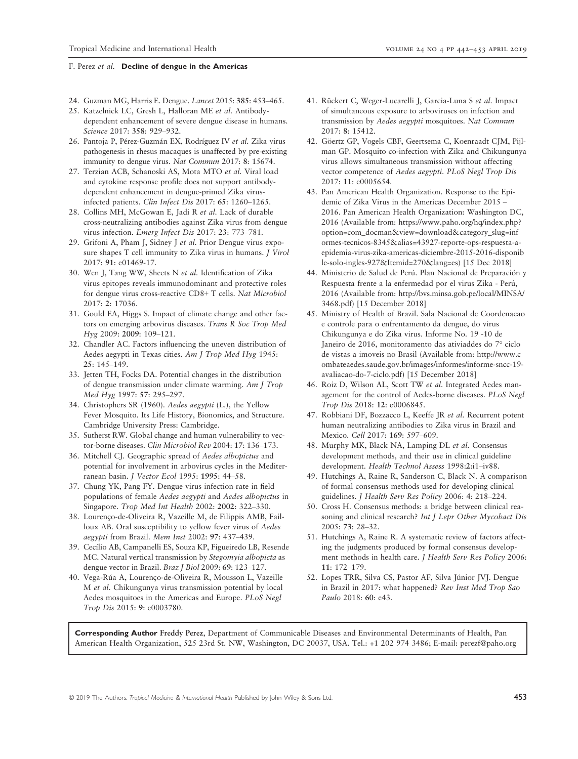24. Guzman MG, Harris E. Dengue. *Lancet* 2015: **385**: 453–465.
25. Katzelnick LC, Gresh L, Halloran ME *et al.* Antibody-dependent enhancement of severe dengue disease in humans. *Science* 2017: **358**: 929–932.
26. Pantoja P, Pérez-Guzmán EX, Rodríguez IV *et al.* Zika virus pathogenesis in rhesus macaques is unaffected by pre-existing immunity to dengue virus. *Nat Commun* 2017: **8**: 15674.
27. Terzian ACB, Schanoski AS, Mota MTO *et al.* Viral load and cytokine response profile does not support antibody-dependent enhancement in dengue-primed Zika virus-infected patients. *Clin Infect Dis* 2017: **65**: 1260–1265.
28. Collins MH, McGowan E, Jadi R *et al.* Lack of durable cross-neutralizing antibodies against Zika virus from dengue virus infection. *Emerg Infect Dis* 2017: **23**: 773–781.
29. Grifoni A, Pham J, Sidney J *et al.* Prior Dengue virus exposure shapes T cell immunity to Zika virus in humans. *J Virol* 2017: **91**: e01469-17.
30. Wen J, Tang WW, Sheets N *et al.* Identification of Zika virus epitopes reveals immunodominant and protective roles for dengue virus cross-reactive CD8+ T cells. *Nat Microbiol* 2017: **2**: 17036.
31. Gould EA, Higgs S. Impact of climate change and other factors on emerging arbovirus diseases. *Trans R Soc Trop Med Hyg* 2009: **2009**: 109–121.
32. Chandler AC. Factors influencing the uneven distribution of Aedes aegypti in Texas cities. *Am J Trop Med Hyg* 1945: **25**: 145–149.
33. Jetten TH, Focks DA. Potential changes in the distribution of dengue transmission under climate warming. *Am J Trop Med Hyg* 1997: **57**: 295–297.
34. Christophers SR (1960). *Aedes aegypti* (L.), the Yellow Fever Mosquito. Its Life History, Bionomics, and Structure. Cambridge University Press: Cambridge.
35. Sutherst RW. Global change and human vulnerability to vector-borne diseases. *Clin Microbiol Rev* 2004: **17**: 136–173.
36. Mitchell CJ. Geographic spread of *Aedes albopictus* and potential for involvement in arbovirus cycles in the Mediterranean basin. *J Vector Ecol* 1995: **1995**: 44–58.
37. Chung YK, Pang FY. Dengue virus infection rate in field populations of female *Aedes aegypti* and *Aedes albopictus* in Singapore. *Trop Med Int Health* 2002: **2002**: 322–330.
38. Lourenço-de-Oliveira R, Vazeille M, de Filippis AMB, Failloux AB. Oral susceptibility to yellow fever virus of *Aedes aegypti* from Brazil. *Mem Inst* 2002: **97**: 437–439.
39. Cecílio AB, Campanelli ES, Souza KP, Figueiredo LB, Resende MC. Natural vertical transmission by *Stegomyia albopicta* as dengue vector in Brazil. *Braz J Biol* 2009: **69**: 123–127.
40. Vega-Rúa A, Lourenço-de-Oliveira R, Mousson L, Vazeille M *et al.* Chikungunya virus transmission potential by local Aedes mosquitoes in the Americas and Europe. *PLoS Negl Trop Dis* 2015: **9**: e0003780.
41. Rückert C, Weger-Lucarelli J, Garcia-Luna S *et al.* Impact of simultaneous exposure to arboviruses on infection and transmission by *Aedes aegypti* mosquitoes. *Nat Commun* 2017: **8**: 15412.
42. Göertz GP, Vogels CBF, Geertsema C, Koenraadt CJM, Pijlman GP. Mosquito co-infection with Zika and Chikungunya virus allows simultaneous transmission without affecting vector competence of *Aedes aegypti*. *PLoS Negl Trop Dis* 2017: **11**: e0005654.
43. Pan American Health Organization. Response to the Epidemic of Zika Virus in the Americas December 2015 – 2016. Pan American Health Organization: Washington DC, 2016 (Available from: https://www.paho.org/hq/index.php?option=com_docman&view=download&category_slug=informes-tecnicos-8345&alias=43927-reporte-ops-respuesta-a-epidemia-virus-zika-americas-diciembre-2015-2016-disponible-solo-ingles-927&Itemid=270&lang=es) [15 Dec 2018]
44. Ministerio de Salud de Perú. Plan Nacional de Preparación y Respuesta frente a la enfermedad por el virus Zika - Perú, 2016 (Available from: http://bvs.minsa.gob.pe/local/MINSA/3468.pdf) [15 December 2018]
45. Ministry of Health of Brazil. Sala Nacional de Coordenacao e controle para o enfrentamento da dengue, do virus Chikungunya e do Zika virus. Informe No. 19 -10 de Janeiro de 2016, monitoramento das ativiaddes do 7° ciclo de vistas a imoveis no Brasil (Available from: http://www.combateaedes.saude.gov.br/images/informes/informe-sncc-19-avaliacao-do-7-ciclo.pdf) [15 December 2018]
46. Roiz D, Wilson AL, Scott TW *et al.* Integrated Aedes management for the control of Aedes-borne diseases. *PLoS Negl Trop Dis* 2018: **12**: e0006845.
47. Robbiani DF, Bozzacco L, Keeffe JR *et al.* Recurrent potent human neutralizing antibodies to Zika virus in Brazil and Mexico. *Cell* 2017: **169**: 597–609.
48. Murphy MK, Black NA, Lamping DL *et al.* Consensus development methods, and their use in clinical guideline development. *Health Technol Assess* 1998:**2**:i1–iv88.
49. Hutchings A, Raine R, Sanderson C, Black N. A comparison of formal consensus methods used for developing clinical guidelines. *J Health Serv Res Policy* 2006: **4**: 218–224.
50. Cross H. Consensus methods: a bridge between clinical reasoning and clinical research? *Int J Lepr Other Mycobact Dis* 2005: **73**: 28–32.
51. Hutchings A, Raine R. A systematic review of factors affecting the judgments produced by formal consensus development methods in health care. *J Health Serv Res Policy* 2006: **11**: 172–179.
52. Lopes TRR, Silva CS, Pastor AF, Silva Júnior JVJ. Dengue in Brazil in 2017: what happened? *Rev Inst Med Trop Sao Paulo* 2018: **60**: e43.

**Corresponding Author** Freddy Perez, Department of Communicable Diseases and Environmental Determinants of Health, Pan American Health Organization, 525 23rd St. NW, Washington, DC 20037, USA. Tel.: +1 202 974 3486; E-mail: perezf@paho.org